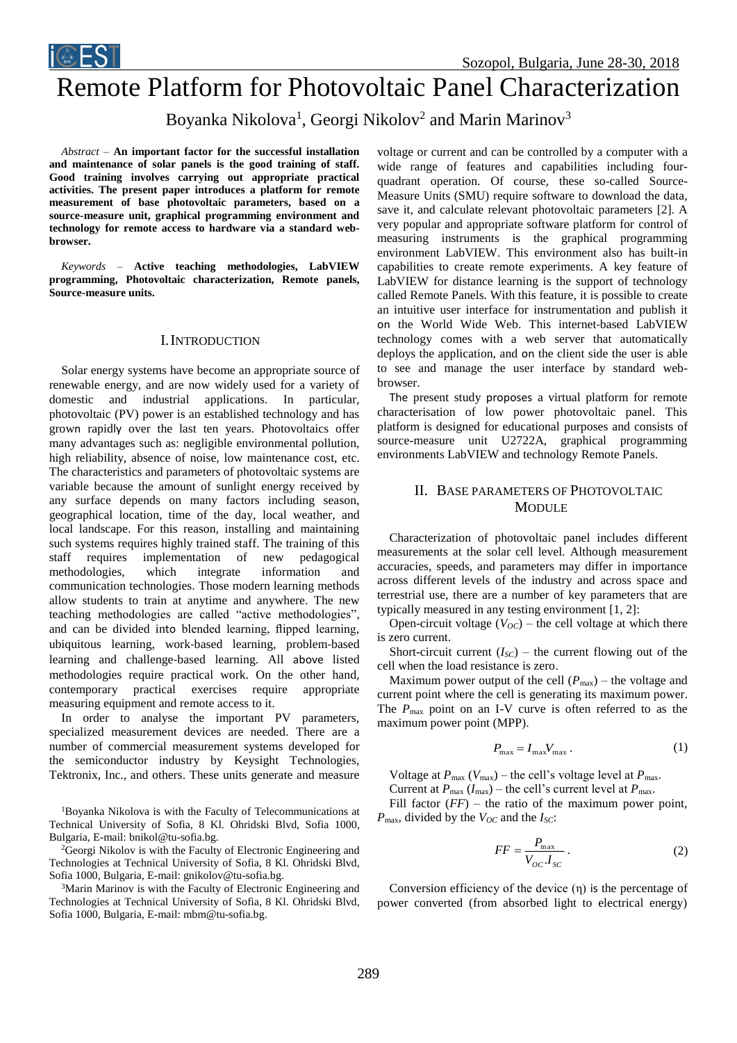# Remote Platform for Photovoltaic Panel Characterization

Boyanka Nikolova[1], Georgi Nikolov[2] and Marin Marinov[3]

*Abstract* – **An important factor for the successful installation and maintenance of solar panels is the good training of staff. Good training involves carrying out appropriate practical activities. The present paper introduces a platform for remote measurement of base photovoltaic parameters, based on a source-measure unit, graphical programming environment and technology for remote access to hardware via a standard web-browser.**

*Keywords* – **Active teaching methodologies, LabVIEW programming, Photovoltaic characterization, Remote panels, Source-measure units.**

## I. Introduction

Solar energy systems have become an appropriate source of renewable energy, and are now widely used for a variety of domestic and industrial applications. In particular, photovoltaic (PV) power is an established technology and has grown rapidly over the last ten years. Photovoltaics offer many advantages such as: negligible environmental pollution, high reliability, absence of noise, low maintenance cost, etc. The characteristics and parameters of photovoltaic systems are variable because the amount of sunlight energy received by any surface depends on many factors including season, geographical location, time of the day, local weather, and local landscape. For this reason, installing and maintaining such systems requires highly trained staff. The training of this staff requires implementation of new pedagogical methodologies, which integrate information and communication technologies. Those modern learning methods allow students to train at anytime and anywhere. The new teaching methodologies are called "active methodologies", and can be divided into blended learning, flipped learning, ubiquitous learning, work-based learning, problem-based learning and challenge-based learning. All above listed methodologies require practical work. On the other hand, contemporary practical exercises require appropriate measuring equipment and remote access to it.

In order to analyse the important PV parameters, specialized measurement devices are needed. There are a number of commercial measurement systems developed for the semiconductor industry by Keysight Technologies, Tektronix, Inc., and others. These units generate and measure voltage or current and can be controlled by a computer with a wide range of features and capabilities including four-quadrant operation. Of course, these so-called Source-Measure Units (SMU) require software to download the data, save it, and calculate relevant photovoltaic parameters [2]. A very popular and appropriate software platform for control of measuring instruments is the graphical programming environment LabVIEW. This environment also has built-in capabilities to create remote experiments. A key feature of LabVIEW for distance learning is the support of technology called Remote Panels. With this feature, it is possible to create an intuitive user interface for instrumentation and publish it on the World Wide Web. This internet-based LabVIEW technology comes with a web server that automatically deploys the application, and on the client side the user is able to see and manage the user interface by standard web-browser.

The present study proposes a virtual platform for remote characterisation of low power photovoltaic panel. This platform is designed for educational purposes and consists of source-measure unit U2722A, graphical programming environments LabVIEW and technology Remote Panels.

## II. Base Parameters of Photovoltaic Module

Characterization of photovoltaic panel includes different measurements at the solar cell level. Although measurement accuracies, speeds, and parameters may differ in importance across different levels of the industry and across space and terrestrial use, there are a number of key parameters that are typically measured in any testing environment [1, 2]:

Open-circuit voltage ($V_{OC}$) – the cell voltage at which there is zero current.

Short-circuit current ($I_{SC}$) – the current flowing out of the cell when the load resistance is zero.

Maximum power output of the cell ($P_{\max}$) – the voltage and current point where the cell is generating its maximum power. The $P_{\max}$ point on an I-V curve is often referred to as the maximum power point (MPP).

$$P_{\max} = I_{\max} V_{\max} . \tag{1}$$

Voltage at $P_{\max}$ ($V_{\max}$) – the cell's voltage level at $P_{\max}$.

Current at $P_{\max}$ ($I_{\max}$) – the cell's current level at $P_{\max}$.

Fill factor ($FF$) – the ratio of the maximum power point, $P_{\max}$, divided by the $V_{OC}$ and the $I_{SC}$:

$$FF = \frac{P_{\max}}{V_{OC}.I_{SC}} . \tag{2}$$

Conversion efficiency of the device (η) is the percentage of power converted (from absorbed light to electrical energy)

[1]Boyanka Nikolova is with the Faculty of Telecommunications at Technical University of Sofia, 8 Kl. Ohridski Blvd, Sofia 1000, Bulgaria, E-mail: bnikol@tu-sofia.bg.

[2]Georgi Nikolov is with the Faculty of Electronic Engineering and Technologies at Technical University of Sofia, 8 Kl. Ohridski Blvd, Sofia 1000, Bulgaria, E-mail: gnikolov@tu-sofia.bg.

[3]Marin Marinov is with the Faculty of Electronic Engineering and Technologies at Technical University of Sofia, 8 Kl. Ohridski Blvd, Sofia 1000, Bulgaria, E-mail: mbm@tu-sofia.bg.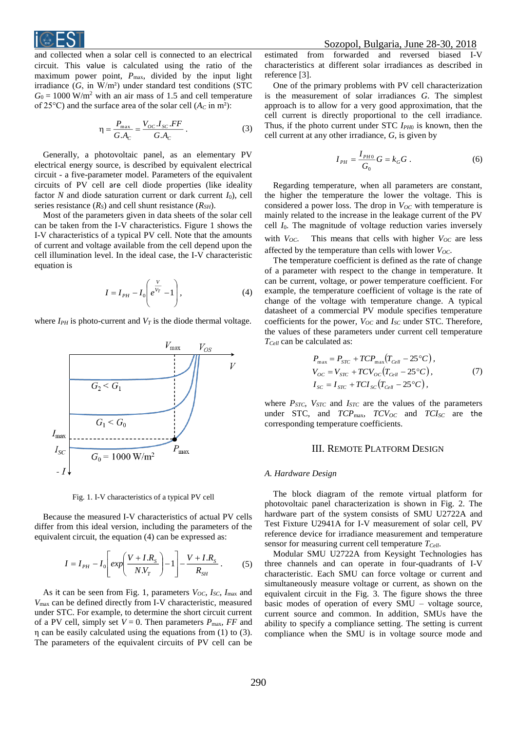and collected when a solar cell is connected to an electrical circuit. This value is calculated using the ratio of the maximum power point, $P_{\max}$, divided by the input light irradiance ($G$, in W/m²) under standard test conditions (STC $G_0 = 1000$ W/m$^2$ with an air mass of 1.5 and cell temperature of 25°C) and the surface area of the solar cell ($A_C$ in m²):

$$\eta = \frac{P_{\max}}{G.A_C} = \frac{V_{OC}.I_{SC}.FF}{G.A_C}. \qquad (3)$$

Generally, a photovoltaic panel, as an elementary PV electrical energy source, is described by equivalent electrical circuit - a five-parameter model. Parameters of the equivalent circuits of PV cell are cell diode properties (like ideality factor $N$ and diode saturation current or dark current $I_0$), cell series resistance ($R_S$) and cell shunt resistance ($R_{SH}$).

Most of the parameters given in data sheets of the solar cell can be taken from the I-V characteristics. Figure 1 shows the I-V characteristics of a typical PV cell. Note that the amounts of current and voltage available from the cell depend upon the cell illumination level. In the ideal case, the I-V characteristic equation is

$$I = I_{PH} - I_0\left(e^{\frac{V}{V_T}} - 1\right), \qquad (4)$$

where $I_{PH}$ is photo-current and $V_T$ is the diode thermal voltage.

Fig. 1. I-V characteristics of a typical PV cell

Because the measured I-V characteristics of actual PV cells differ from this ideal version, including the parameters of the equivalent circuit, the equation (4) can be expressed as:

$$I = I_{PH} - I_0\left[exp\left(\frac{V + I.R_S}{N.V_T}\right) - 1\right] - \frac{V + I.R_S}{R_{SH}}. \qquad (5)$$

As it can be seen from Fig. 1, parameters $V_{OC}$, $I_{SC}$, $I_{\max}$ and $V_{\max}$ can be defined directly from I-V characteristic, measured under STC. For example, to determine the short circuit current of a PV cell, simply set $V = 0$. Then parameters $P_{\max}$, $FF$ and η can be easily calculated using the equations from (1) to (3). The parameters of the equivalent circuits of PV cell can be estimated from forwarded and reversed biased I-V characteristics at different solar irradiances as described in reference [3].

One of the primary problems with PV cell characterization is the measurement of solar irradiances $G$. The simplest approach is to allow for a very good approximation, that the cell current is directly proportional to the cell irradiance. Thus, if the photo current under STC $I_{PH0}$ is known, then the cell current at any other irradiance, $G$, is given by

$$I_{PH} = \frac{I_{PH0}}{G_0}G = k_G G. \qquad (6)$$

Regarding temperature, when all parameters are constant, the higher the temperature the lower the voltage. This is considered a power loss. The drop in $V_{OC}$ with temperature is mainly related to the increase in the leakage current of the PV cell $I_0$. The magnitude of voltage reduction varies inversely with $V_{OC}$. This means that cells with higher $V_{OC}$ are less affected by the temperature than cells with lower $V_{OC}$.

The temperature coefficient is defined as the rate of change of a parameter with respect to the change in temperature. It can be current, voltage, or power temperature coefficient. For example, the temperature coefficient of voltage is the rate of change of the voltage with temperature change. A typical datasheet of a commercial PV module specifies temperature coefficients for the power, $V_{OC}$ and $I_{SC}$ under STC. Therefore, the values of these parameters under current cell temperature $T_{Cell}$ can be calculated as:

$$\begin{aligned} P_{\max} &= P_{STC} + TCP_{\max}\left(T_{Cell} - 25°C\right), \\ V_{OC} &= V_{STC} + TCV_{OC}\left(T_{Cell} - 25°C\right), \\ I_{SC} &= I_{STC} + TCI_{SC}\left(T_{Cell} - 25°C\right), \end{aligned} \qquad (7)$$

where $P_{STC}$, $V_{STC}$ and $I_{STC}$ are the values of the parameters under STC, and $TCP_{\max}$, $TCV_{OC}$ and $TCI_{SC}$ are the corresponding temperature coefficients.

## III. Remote Platform Design

### *A. Hardware Design*

The block diagram of the remote virtual platform for photovoltaic panel characterization is shown in Fig. 2. The hardware part of the system consists of SMU U2722A and Test Fixture U2941A for I-V measurement of solar cell, PV reference device for irradiance measurement and temperature sensor for measuring current cell temperature $T_{Cell}$.

Modular SMU U2722A from Keysight Technologies has three channels and can operate in four-quadrants of I-V characteristic. Each SMU can force voltage or current and simultaneously measure voltage or current, as shown on the equivalent circuit in the Fig. 3. The figure shows the three basic modes of operation of every SMU – voltage source, current source and common. In addition, SMUs have the ability to specify a compliance setting. The setting is current compliance when the SMU is in voltage source mode and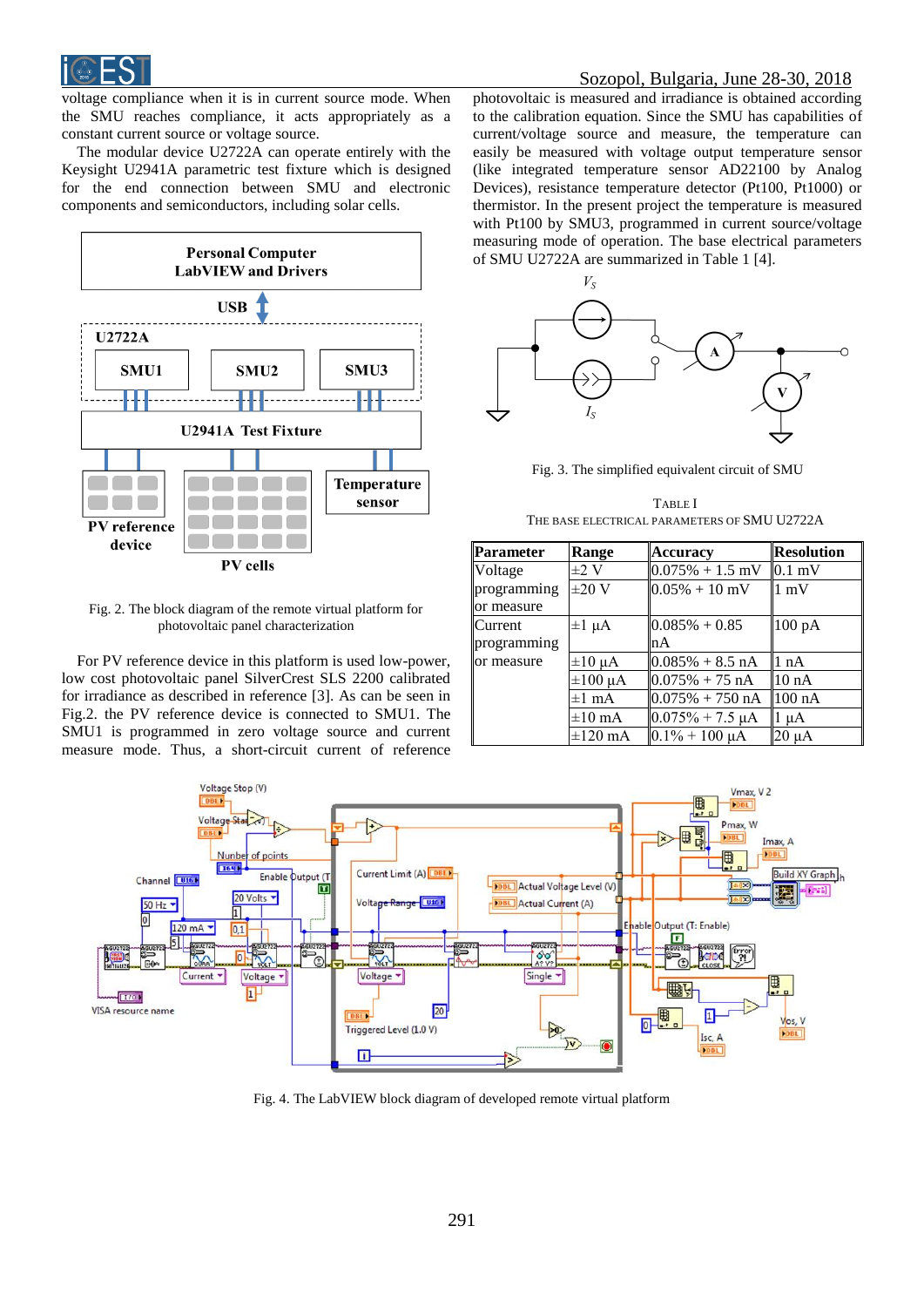voltage compliance when it is in current source mode. When the SMU reaches compliance, it acts appropriately as a constant current source or voltage source.

The modular device U2722A can operate entirely with the Keysight U2941A parametric test fixture which is designed for the end connection between SMU and electronic components and semiconductors, including solar cells.

Fig. 2. The block diagram of the remote virtual platform for photovoltaic panel characterization

For PV reference device in this platform is used low-power, low cost photovoltaic panel SilverCrest SLS 2200 calibrated for irradiance as described in reference [3]. As can be seen in Fig.2. the PV reference device is connected to SMU1. The SMU1 is programmed in zero voltage source and current measure mode. Thus, a short-circuit current of reference photovoltaic is measured and irradiance is obtained according to the calibration equation. Since the SMU has capabilities of current/voltage source and measure, the temperature can easily be measured with voltage output temperature sensor (like integrated temperature sensor AD22100 by Analog Devices), resistance temperature detector (Pt100, Pt1000) or thermistor. In the present project the temperature is measured with Pt100 by SMU3, programmed in current source/voltage measuring mode of operation. The base electrical parameters of SMU U2722A are summarized in Table 1 [4].

Fig. 3. The simplified equivalent circuit of SMU

TABLE I
THE BASE ELECTRICAL PARAMETERS OF SMU U2722A

| Parameter | Range | Accuracy | Resolution |
|---|---|---|---|
| Voltage programming or measure | ±2 V | 0.075% + 1.5 mV | 0.1 mV |
| | ±20 V | 0.05% + 10 mV | 1 mV |
| Current programming or measure | ±1 µA | 0.085% + 0.85 nA | 100 pA |
| | ±10 µA | 0.085% + 8.5 nA | 1 nA |
| | ±100 µA | 0.075% + 75 nA | 10 nA |
| | ±1 mA | 0.075% + 750 nA | 100 nA |
| | ±10 mA | 0.075% + 7.5 µA | 1 µA |
| | ±120 mA | 0.1% + 100 µA | 20 µA |

Fig. 4. The LabVIEW block diagram of developed remote virtual platform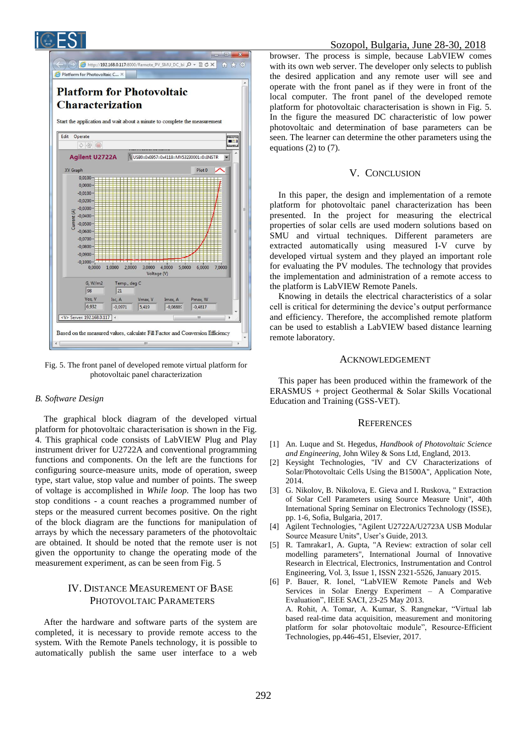Platform for Photovoltaic Characterization

Start the application and wait about a minute to complete the measurement

Agilent U2722A

XY Graph

Current (A)

Voltage (V)

G, W/m2 98

Temp., deg C 21

Voc, V 6,932

Isc, A -0,0971

Vmax, V 5,419

Imax, A -0,08885

Pmax, W -0,4817

Based on the measured values, calculate Fill Factor and Conversion Efficiency

Fig. 5. The front panel of developed remote virtual platform for photovoltaic panel characterization

### B. Software Design

The graphical block diagram of the developed virtual platform for photovoltaic characterisation is shown in the Fig. 4. This graphical code consists of LabVIEW Plug and Play instrument driver for U2722A and conventional programming functions and components. On the left are the functions for configuring source-measure units, mode of operation, sweep type, start value, stop value and number of points. The sweep of voltage is accomplished in *While loop*. The loop has two stop conditions - a count reaches a programmed number of steps or the measured current becomes positive. On the right of the block diagram are the functions for manipulation of arrays by which the necessary parameters of the photovoltaic are obtained. It should be noted that the remote user is not given the opportunity to change the operating mode of the measurement experiment, as can be seen from Fig. 5

## IV. Distance Measurement of Base Photovoltaic Parameters

After the hardware and software parts of the system are completed, it is necessary to provide remote access to the system. With the Remote Panels technology, it is possible to automatically publish the same user interface to a web browser. The process is simple, because LabVIEW comes with its own web server. The developer only selects to publish the desired application and any remote user will see and operate with the front panel as if they were in front of the local computer. The front panel of the developed remote platform for photovoltaic characterisation is shown in Fig. 5. In the figure the measured DC characteristic of low power photovoltaic and determination of base parameters can be seen. The learner can determine the other parameters using the equations (2) to (7).

## V. Conclusion

In this paper, the design and implementation of a remote platform for photovoltaic panel characterization has been presented. In the project for measuring the electrical properties of solar cells are used modern solutions based on SMU and virtual techniques. Different parameters are extracted automatically using measured I-V curve by developed virtual system and they played an important role for evaluating the PV modules. The technology that provides the implementation and administration of a remote access to the platform is LabVIEW Remote Panels.

Knowing in details the electrical characteristics of a solar cell is critical for determining the device's output performance and efficiency. Therefore, the accomplished remote platform can be used to establish a LabVIEW based distance learning remote laboratory.

## Acknowledgement

This paper has been produced within the framework of the ERASMUS + project Geothermal & Solar Skills Vocational Education and Training (GSS-VET).

## References

[1] An. Luque and St. Hegedus, *Handbook of Photovoltaic Science and Engineering*, John Wiley & Sons Ltd, England, 2013.

[2] Keysight Technologies, "IV and CV Characterizations of Solar/Photovoltaic Cells Using the B1500A", Application Note, 2014.

[3] G. Nikolov, B. Nikolova, E. Gieva and I. Ruskova, " Extraction of Solar Cell Parameters using Source Measure Unit", 40th International Spring Seminar on Electronics Technology (ISSE), pp. 1-6, Sofia, Bulgaria, 2017.

[4] Agilent Technologies, "Agilent U2722A/U2723A USB Modular Source Measure Units", User's Guide, 2013.

[5] R. Tamrakar1, A. Gupta, "A Review: extraction of solar cell modelling parameters", International Journal of Innovative Research in Electrical, Electronics, Instrumentation and Control Engineering, Vol. 3, Issue 1, ISSN 2321-5526, January 2015.

[6] P. Bauer, R. Ionel, "LabVIEW Remote Panels and Web Services in Solar Energy Experiment – A Comparative Evaluation", IEEE SACI, 23-25 May 2013.
A. Rohit, A. Tomar, A. Kumar, S. Rangnekar, "Virtual lab based real-time data acquisition, measurement and monitoring platform for solar photovoltaic module", Resource-Efficient Technologies, pp.446-451, Elsevier, 2017.